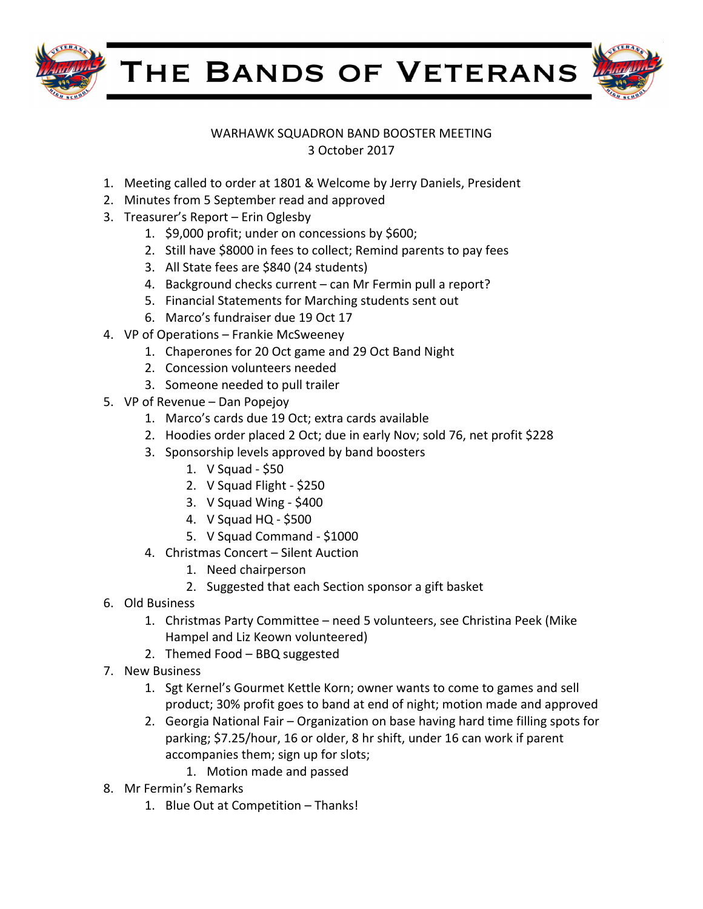# The Bands of Veterans

WARHAWK SQUADRON BAND BOOSTER MEETING
3 October 2017

1. Meeting called to order at 1801 & Welcome by Jerry Daniels, President
2. Minutes from 5 September read and approved
3. Treasurer's Report – Erin Oglesby
    1. $9,000 profit; under on concessions by $600;
    2. Still have $8000 in fees to collect; Remind parents to pay fees
    3. All State fees are $840 (24 students)
    4. Background checks current – can Mr Fermin pull a report?
    5. Financial Statements for Marching students sent out
    6. Marco's fundraiser due 19 Oct 17
4. VP of Operations – Frankie McSweeney
    1. Chaperones for 20 Oct game and 29 Oct Band Night
    2. Concession volunteers needed
    3. Someone needed to pull trailer
5. VP of Revenue – Dan Popejoy
    1. Marco's cards due 19 Oct; extra cards available
    2. Hoodies order placed 2 Oct; due in early Nov; sold 76, net profit $228
    3. Sponsorship levels approved by band boosters
        1. V Squad - $50
        2. V Squad Flight - $250
        3. V Squad Wing - $400
        4. V Squad HQ - $500
        5. V Squad Command - $1000
    4. Christmas Concert – Silent Auction
        1. Need chairperson
        2. Suggested that each Section sponsor a gift basket
6. Old Business
    1. Christmas Party Committee – need 5 volunteers, see Christina Peek (Mike Hampel and Liz Keown volunteered)
    2. Themed Food – BBQ suggested
7. New Business
    1. Sgt Kernel's Gourmet Kettle Korn; owner wants to come to games and sell product; 30% profit goes to band at end of night; motion made and approved
    2. Georgia National Fair – Organization on base having hard time filling spots for parking; $7.25/hour, 16 or older, 8 hr shift, under 16 can work if parent accompanies them; sign up for slots;
        1. Motion made and passed
8. Mr Fermin's Remarks
    1. Blue Out at Competition – Thanks!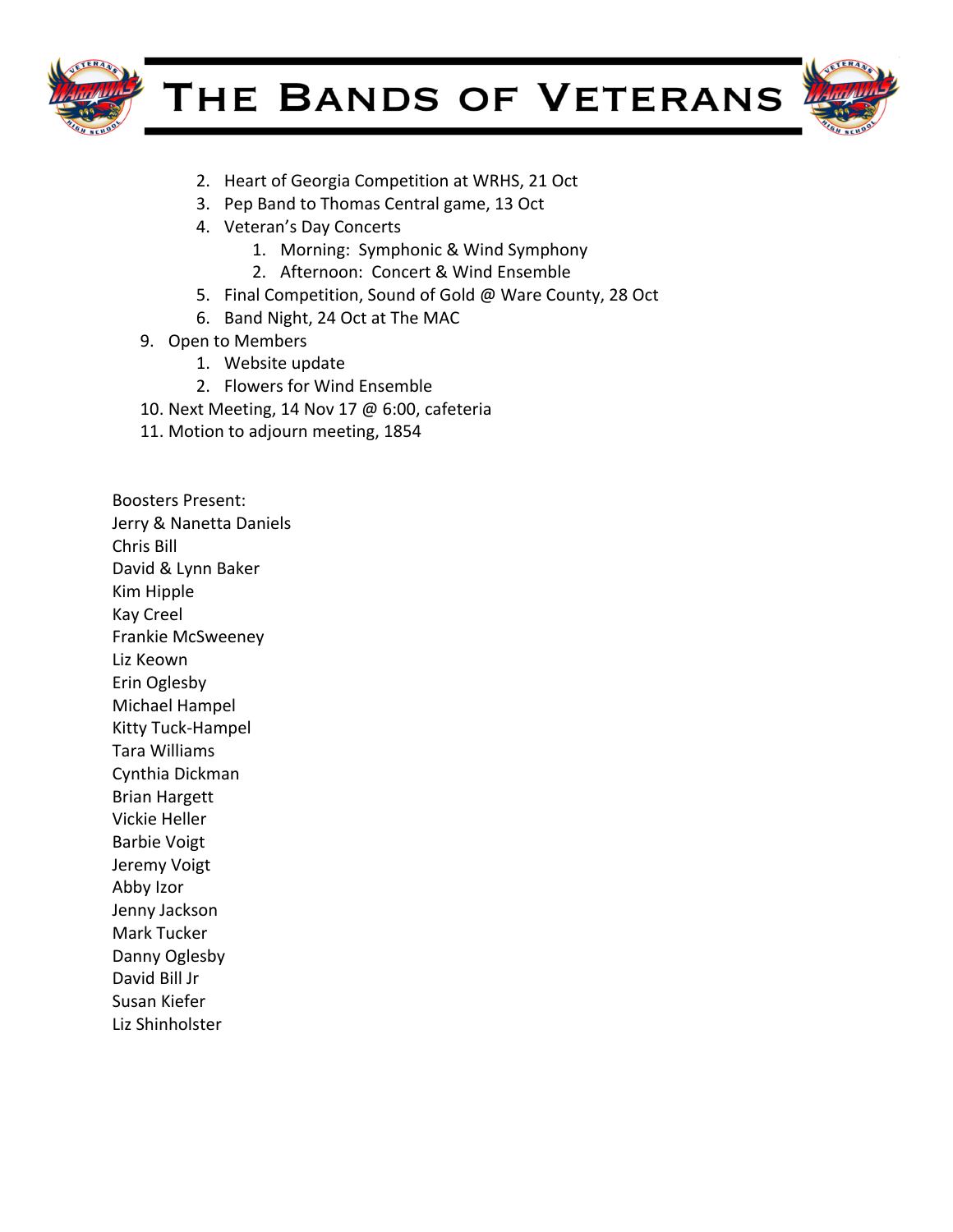2. Heart of Georgia Competition at WRHS, 21 Oct
3. Pep Band to Thomas Central game, 13 Oct
4. Veteran's Day Concerts
    1. Morning: Symphonic & Wind Symphony
    2. Afternoon: Concert & Wind Ensemble
5. Final Competition, Sound of Gold @ Ware County, 28 Oct
6. Band Night, 24 Oct at The MAC

9. Open to Members
    1. Website update
    2. Flowers for Wind Ensemble
10. Next Meeting, 14 Nov 17 @ 6:00, cafeteria
11. Motion to adjourn meeting, 1854

Boosters Present:
Jerry & Nanetta Daniels
Chris Bill
David & Lynn Baker
Kim Hipple
Kay Creel
Frankie McSweeney
Liz Keown
Erin Oglesby
Michael Hampel
Kitty Tuck-Hampel
Tara Williams
Cynthia Dickman
Brian Hargett
Vickie Heller
Barbie Voigt
Jeremy Voigt
Abby Izor
Jenny Jackson
Mark Tucker
Danny Oglesby
David Bill Jr
Susan Kiefer
Liz Shinholster